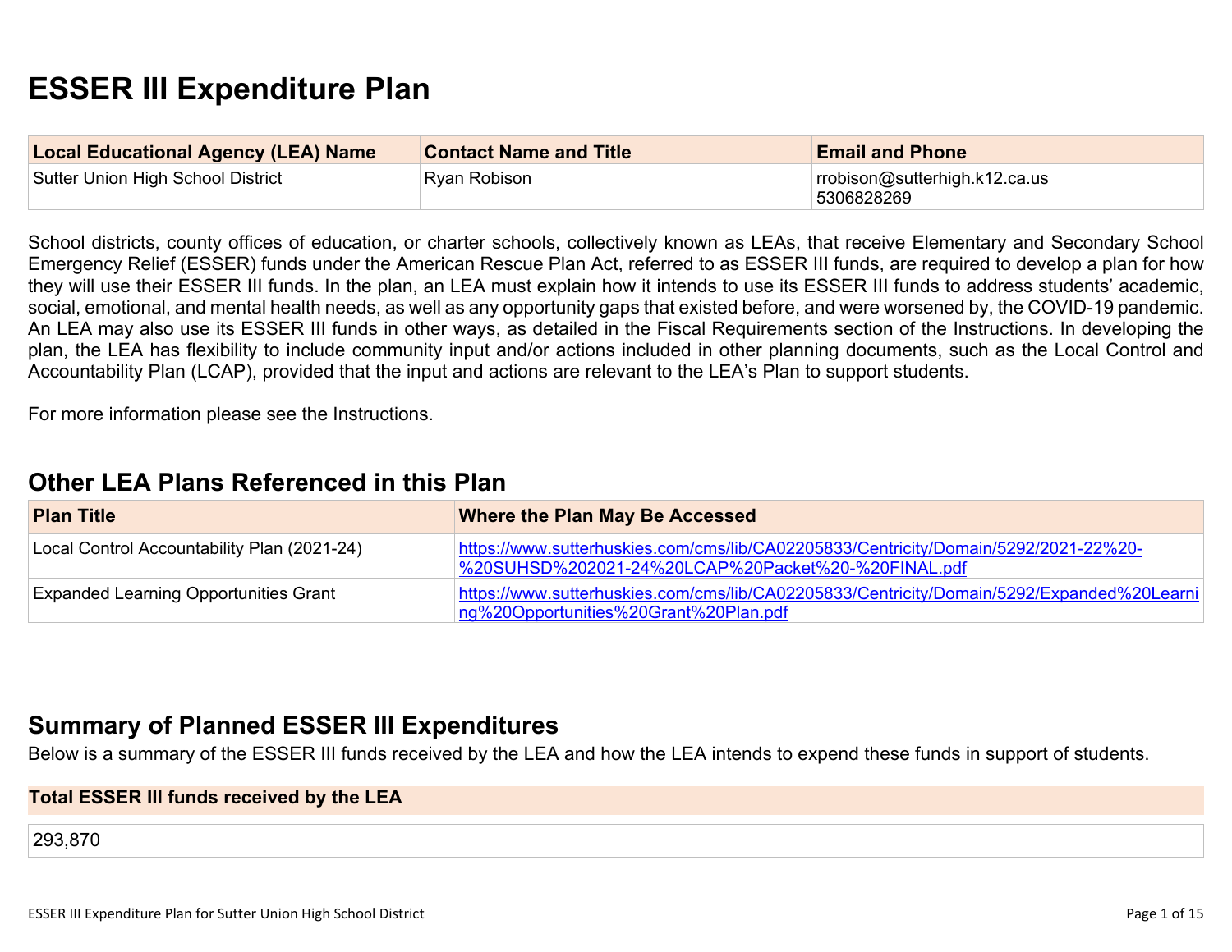# ESSER III Expenditure Plan

| Local Educational Agency (LEA) Name | Contact Name and Title | Email and Phone |
|---|---|---|
| Sutter Union High School District | Ryan Robison | rrobison@sutterhigh.k12.ca.us 5306828269 |

School districts, county offices of education, or charter schools, collectively known as LEAs, that receive Elementary and Secondary School Emergency Relief (ESSER) funds under the American Rescue Plan Act, referred to as ESSER III funds, are required to develop a plan for how they will use their ESSER III funds. In the plan, an LEA must explain how it intends to use its ESSER III funds to address students' academic, social, emotional, and mental health needs, as well as any opportunity gaps that existed before, and were worsened by, the COVID-19 pandemic. An LEA may also use its ESSER III funds in other ways, as detailed in the Fiscal Requirements section of the Instructions. In developing the plan, the LEA has flexibility to include community input and/or actions included in other planning documents, such as the Local Control and Accountability Plan (LCAP), provided that the input and actions are relevant to the LEA's Plan to support students.

For more information please see the Instructions.

## Other LEA Plans Referenced in this Plan

| Plan Title | Where the Plan May Be Accessed |
|---|---|
| Local Control Accountability Plan (2021-24) | https://www.sutterhuskies.com/cms/lib/CA02205833/Centricity/Domain/5292/2021-22%20-%20SUHSD%202021-24%20LCAP%20Packet%20-%20FINAL.pdf |
| Expanded Learning Opportunities Grant | https://www.sutterhuskies.com/cms/lib/CA02205833/Centricity/Domain/5292/Expanded%20Learning%20Opportunities%20Grant%20Plan.pdf |

## Summary of Planned ESSER III Expenditures

Below is a summary of the ESSER III funds received by the LEA and how the LEA intends to expend these funds in support of students.

| Total ESSER III funds received by the LEA |
|---|
| 293,870 |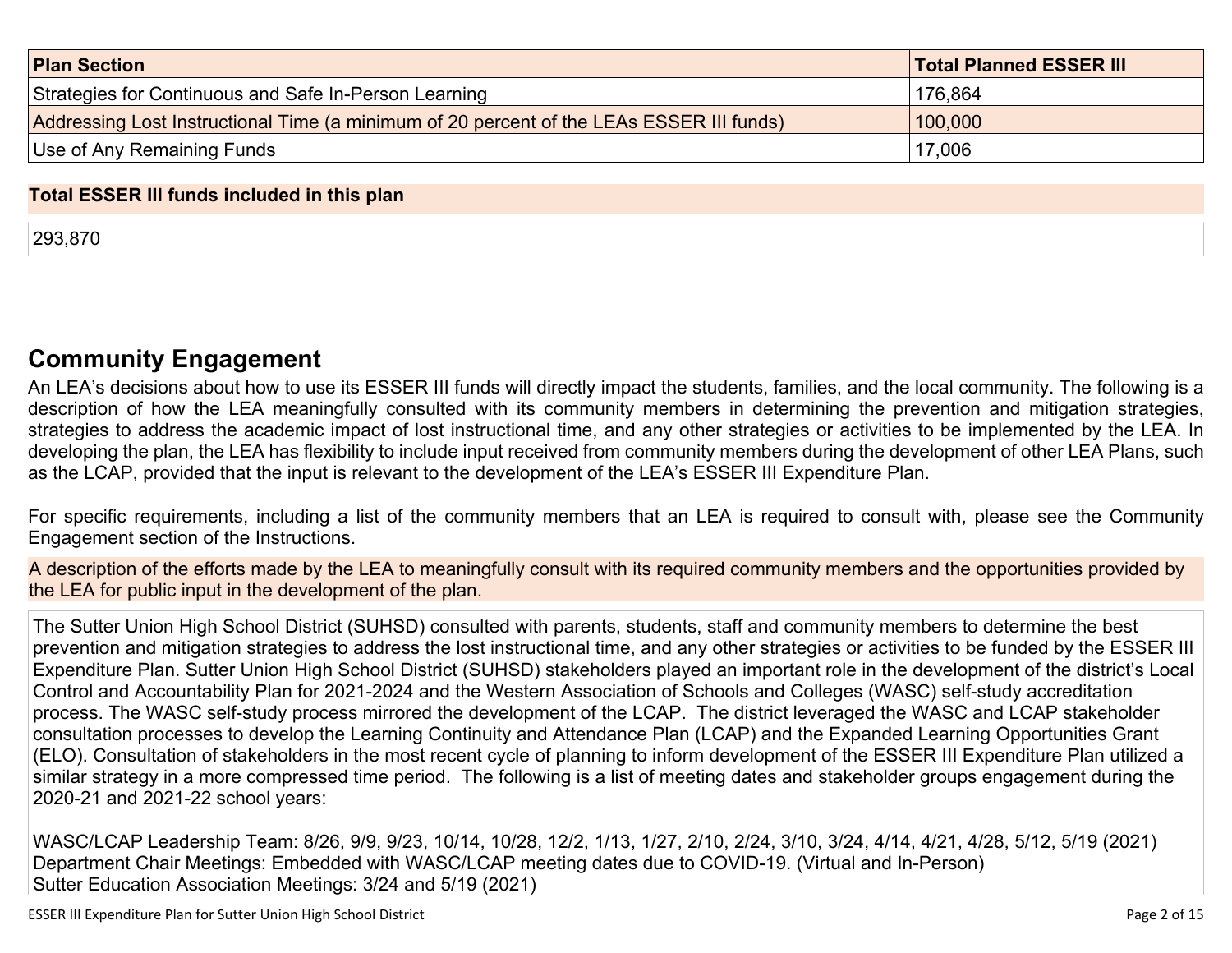| Plan Section | Total Planned ESSER III |
| --- | --- |
| Strategies for Continuous and Safe In-Person Learning | 176,864 |
| Addressing Lost Instructional Time (a minimum of 20 percent of the LEAs ESSER III funds) | 100,000 |
| Use of Any Remaining Funds | 17,006 |

**Total ESSER III funds included in this plan**

293,870

## Community Engagement

An LEA's decisions about how to use its ESSER III funds will directly impact the students, families, and the local community. The following is a description of how the LEA meaningfully consulted with its community members in determining the prevention and mitigation strategies, strategies to address the academic impact of lost instructional time, and any other strategies or activities to be implemented by the LEA. In developing the plan, the LEA has flexibility to include input received from community members during the development of other LEA Plans, such as the LCAP, provided that the input is relevant to the development of the LEA's ESSER III Expenditure Plan.

For specific requirements, including a list of the community members that an LEA is required to consult with, please see the Community Engagement section of the Instructions.

**A description of the efforts made by the LEA to meaningfully consult with its required community members and the opportunities provided by the LEA for public input in the development of the plan.**

The Sutter Union High School District (SUHSD) consulted with parents, students, staff and community members to determine the best prevention and mitigation strategies to address the lost instructional time, and any other strategies or activities to be funded by the ESSER III Expenditure Plan. Sutter Union High School District (SUHSD) stakeholders played an important role in the development of the district's Local Control and Accountability Plan for 2021-2024 and the Western Association of Schools and Colleges (WASC) self-study accreditation process. The WASC self-study process mirrored the development of the LCAP. The district leveraged the WASC and LCAP stakeholder consultation processes to develop the Learning Continuity and Attendance Plan (LCAP) and the Expanded Learning Opportunities Grant (ELO). Consultation of stakeholders in the most recent cycle of planning to inform development of the ESSER III Expenditure Plan utilized a similar strategy in a more compressed time period. The following is a list of meeting dates and stakeholder groups engagement during the 2020-21 and 2021-22 school years:

WASC/LCAP Leadership Team: 8/26, 9/9, 9/23, 10/14, 10/28, 12/2, 1/13, 1/27, 2/10, 2/24, 3/10, 3/24, 4/14, 4/21, 4/28, 5/12, 5/19 (2021)
Department Chair Meetings: Embedded with WASC/LCAP meeting dates due to COVID-19. (Virtual and In-Person)
Sutter Education Association Meetings: 3/24 and 5/19 (2021)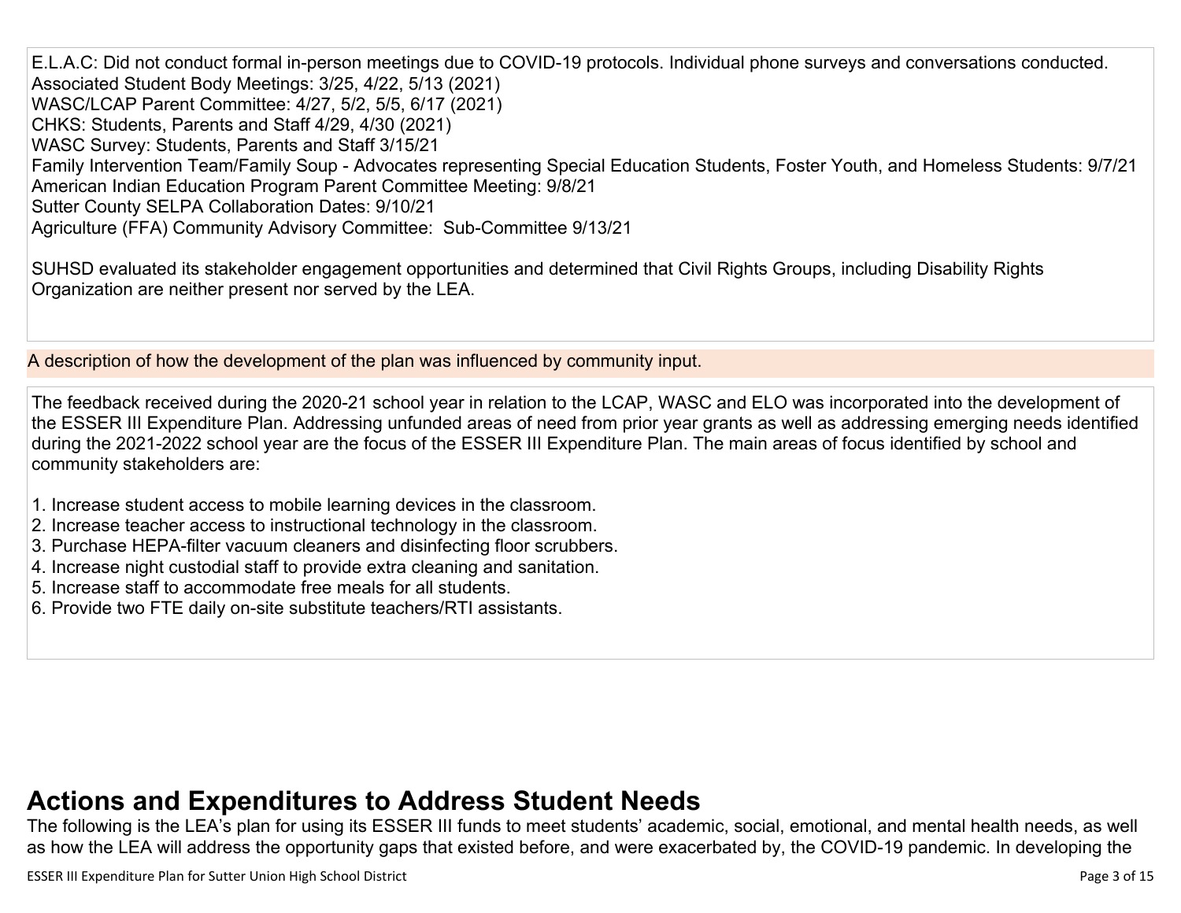E.L.A.C: Did not conduct formal in-person meetings due to COVID-19 protocols. Individual phone surveys and conversations conducted.
Associated Student Body Meetings: 3/25, 4/22, 5/13 (2021)
WASC/LCAP Parent Committee: 4/27, 5/2, 5/5, 6/17 (2021)
CHKS: Students, Parents and Staff 4/29, 4/30 (2021)
WASC Survey: Students, Parents and Staff 3/15/21
Family Intervention Team/Family Soup - Advocates representing Special Education Students, Foster Youth, and Homeless Students: 9/7/21
American Indian Education Program Parent Committee Meeting: 9/8/21
Sutter County SELPA Collaboration Dates: 9/10/21
Agriculture (FFA) Community Advisory Committee: Sub-Committee 9/13/21

SUHSD evaluated its stakeholder engagement opportunities and determined that Civil Rights Groups, including Disability Rights Organization are neither present nor served by the LEA.

A description of how the development of the plan was influenced by community input.

The feedback received during the 2020-21 school year in relation to the LCAP, WASC and ELO was incorporated into the development of the ESSER III Expenditure Plan. Addressing unfunded areas of need from prior year grants as well as addressing emerging needs identified during the 2021-2022 school year are the focus of the ESSER III Expenditure Plan. The main areas of focus identified by school and community stakeholders are:

1. Increase student access to mobile learning devices in the classroom.
2. Increase teacher access to instructional technology in the classroom.
3. Purchase HEPA-filter vacuum cleaners and disinfecting floor scrubbers.
4. Increase night custodial staff to provide extra cleaning and sanitation.
5. Increase staff to accommodate free meals for all students.
6. Provide two FTE daily on-site substitute teachers/RTI assistants.

# Actions and Expenditures to Address Student Needs

The following is the LEA's plan for using its ESSER III funds to meet students' academic, social, emotional, and mental health needs, as well as how the LEA will address the opportunity gaps that existed before, and were exacerbated by, the COVID-19 pandemic. In developing the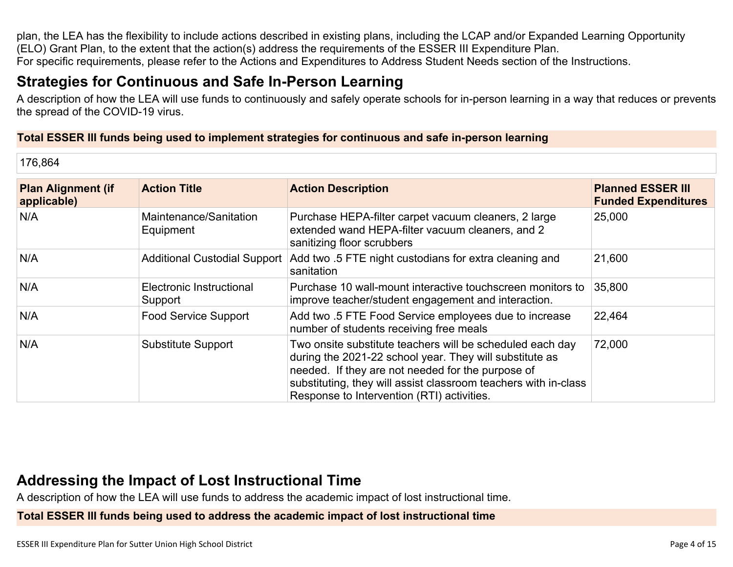plan, the LEA has the flexibility to include actions described in existing plans, including the LCAP and/or Expanded Learning Opportunity (ELO) Grant Plan, to the extent that the action(s) address the requirements of the ESSER III Expenditure Plan.
For specific requirements, please refer to the Actions and Expenditures to Address Student Needs section of the Instructions.

## Strategies for Continuous and Safe In-Person Learning

A description of how the LEA will use funds to continuously and safely operate schools for in-person learning in a way that reduces or prevents the spread of the COVID-19 virus.

**Total ESSER III funds being used to implement strategies for continuous and safe in-person learning**

176,864

| Plan Alignment (if applicable) | Action Title | Action Description | Planned ESSER III Funded Expenditures |
|---|---|---|---|
| N/A | Maintenance/Sanitation Equipment | Purchase HEPA-filter carpet vacuum cleaners, 2 large extended wand HEPA-filter vacuum cleaners, and 2 sanitizing floor scrubbers | 25,000 |
| N/A | Additional Custodial Support | Add two .5 FTE night custodians for extra cleaning and sanitation | 21,600 |
| N/A | Electronic Instructional Support | Purchase 10 wall-mount interactive touchscreen monitors to improve teacher/student engagement and interaction. | 35,800 |
| N/A | Food Service Support | Add two .5 FTE Food Service employees due to increase number of students receiving free meals | 22,464 |
| N/A | Substitute Support | Two onsite substitute teachers will be scheduled each day during the 2021-22 school year. They will substitute as needed. If they are not needed for the purpose of substituting, they will assist classroom teachers with in-class Response to Intervention (RTI) activities. | 72,000 |

## Addressing the Impact of Lost Instructional Time

A description of how the LEA will use funds to address the academic impact of lost instructional time.

**Total ESSER III funds being used to address the academic impact of lost instructional time**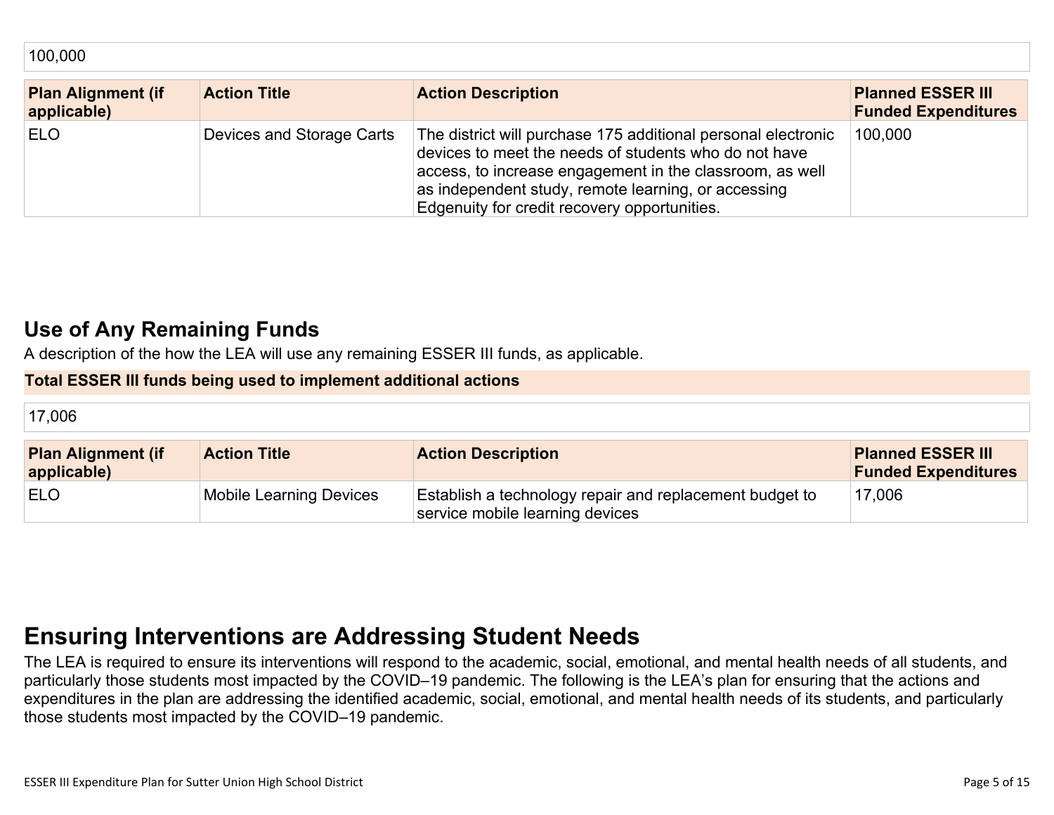100,000

| Plan Alignment (if applicable) | Action Title | Action Description | Planned ESSER III Funded Expenditures |
|---|---|---|---|
| ELO | Devices and Storage Carts | The district will purchase 175 additional personal electronic devices to meet the needs of students who do not have access, to increase engagement in the classroom, as well as independent study, remote learning, or accessing Edgenuity for credit recovery opportunities. | 100,000 |

## Use of Any Remaining Funds

A description of the how the LEA will use any remaining ESSER III funds, as applicable.

**Total ESSER III funds being used to implement additional actions**

17,006

| Plan Alignment (if applicable) | Action Title | Action Description | Planned ESSER III Funded Expenditures |
|---|---|---|---|
| ELO | Mobile Learning Devices | Establish a technology repair and replacement budget to service mobile learning devices | 17,006 |

# Ensuring Interventions are Addressing Student Needs

The LEA is required to ensure its interventions will respond to the academic, social, emotional, and mental health needs of all students, and particularly those students most impacted by the COVID–19 pandemic. The following is the LEA's plan for ensuring that the actions and expenditures in the plan are addressing the identified academic, social, emotional, and mental health needs of its students, and particularly those students most impacted by the COVID–19 pandemic.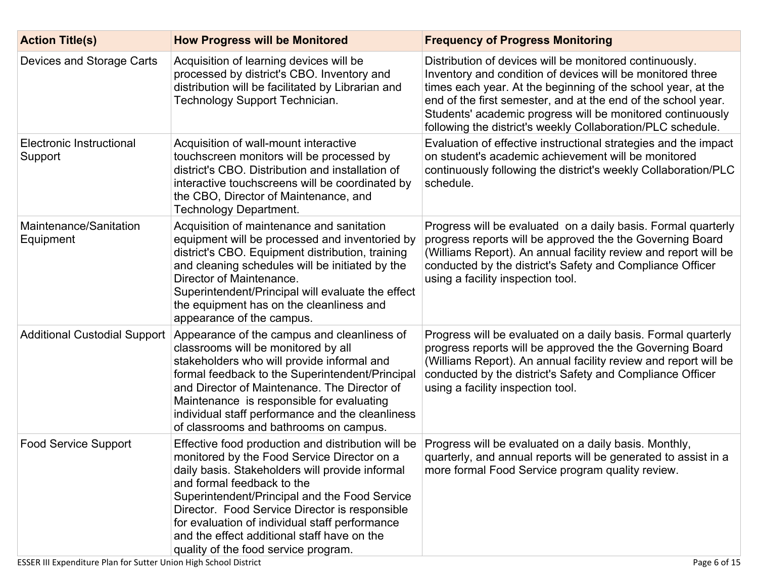| Action Title(s) | How Progress will be Monitored | Frequency of Progress Monitoring |
|---|---|---|
| Devices and Storage Carts | Acquisition of learning devices will be processed by district's CBO. Inventory and distribution will be facilitated by Librarian and Technology Support Technician. | Distribution of devices will be monitored continuously. Inventory and condition of devices will be monitored three times each year. At the beginning of the school year, at the end of the first semester, and at the end of the school year. Students' academic progress will be monitored continuously following the district's weekly Collaboration/PLC schedule. |
| Electronic Instructional Support | Acquisition of wall-mount interactive touchscreen monitors will be processed by district's CBO. Distribution and installation of interactive touchscreens will be coordinated by the CBO, Director of Maintenance, and Technology Department. | Evaluation of effective instructional strategies and the impact on student's academic achievement will be monitored continuously following the district's weekly Collaboration/PLC schedule. |
| Maintenance/Sanitation Equipment | Acquisition of maintenance and sanitation equipment will be processed and inventoried by district's CBO. Equipment distribution, training and cleaning schedules will be initiated by the Director of Maintenance. Superintendent/Principal will evaluate the effect the equipment has on the cleanliness and appearance of the campus. | Progress will be evaluated on a daily basis. Formal quarterly progress reports will be approved the the Governing Board (Williams Report). An annual facility review and report will be conducted by the district's Safety and Compliance Officer using a facility inspection tool. |
| Additional Custodial Support | Appearance of the campus and cleanliness of classrooms will be monitored by all stakeholders who will provide informal and formal feedback to the Superintendent/Principal and Director of Maintenance. The Director of Maintenance is responsible for evaluating individual staff performance and the cleanliness of classrooms and bathrooms on campus. | Progress will be evaluated on a daily basis. Formal quarterly progress reports will be approved the the Governing Board (Williams Report). An annual facility review and report will be conducted by the district's Safety and Compliance Officer using a facility inspection tool. |
| Food Service Support | Effective food production and distribution will be monitored by the Food Service Director on a daily basis. Stakeholders will provide informal and formal feedback to the Superintendent/Principal and the Food Service Director. Food Service Director is responsible for evaluation of individual staff performance and the effect additional staff have on the quality of the food service program. | Progress will be evaluated on a daily basis. Monthly, quarterly, and annual reports will be generated to assist in a more formal Food Service program quality review. |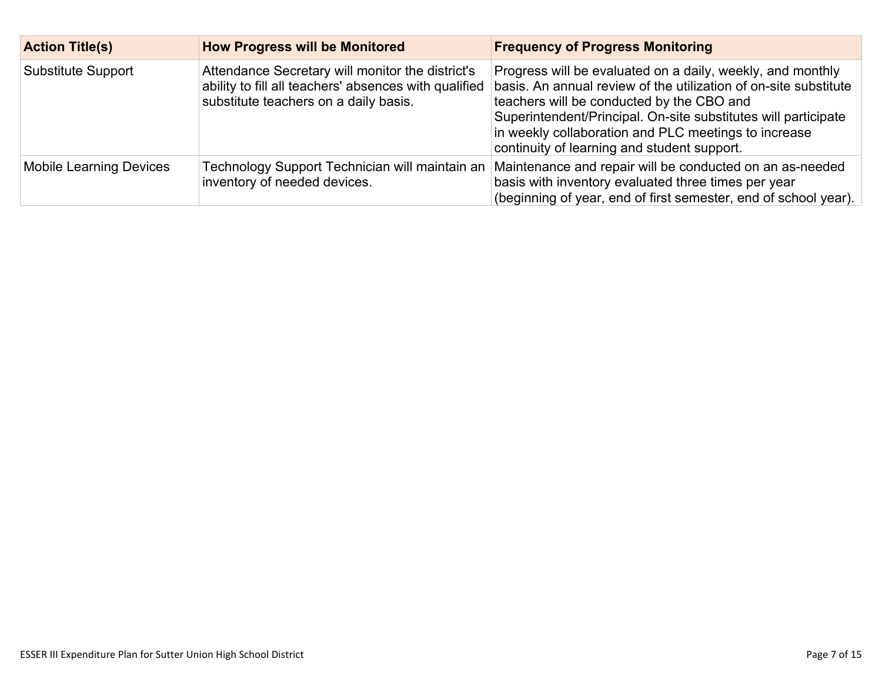| Action Title(s) | How Progress will be Monitored | Frequency of Progress Monitoring |
|---|---|---|
| Substitute Support | Attendance Secretary will monitor the district's ability to fill all teachers' absences with qualified substitute teachers on a daily basis. | Progress will be evaluated on a daily, weekly, and monthly basis. An annual review of the utilization of on-site substitute teachers will be conducted by the CBO and Superintendent/Principal. On-site substitutes will participate in weekly collaboration and PLC meetings to increase continuity of learning and student support. |
| Mobile Learning Devices | Technology Support Technician will maintain an inventory of needed devices. | Maintenance and repair will be conducted on an as-needed basis with inventory evaluated three times per year (beginning of year, end of first semester, end of school year). |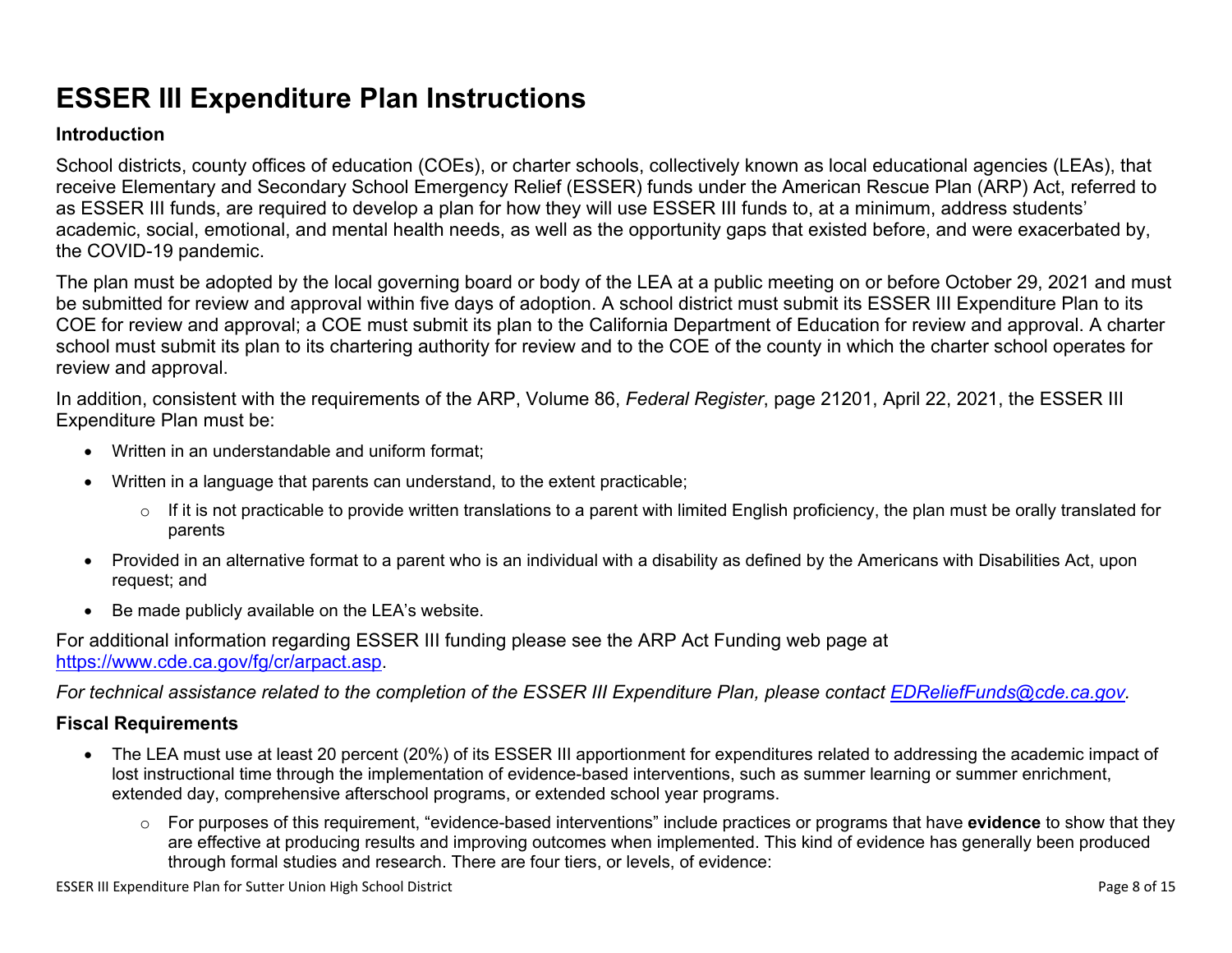# ESSER III Expenditure Plan Instructions

### Introduction

School districts, county offices of education (COEs), or charter schools, collectively known as local educational agencies (LEAs), that receive Elementary and Secondary School Emergency Relief (ESSER) funds under the American Rescue Plan (ARP) Act, referred to as ESSER III funds, are required to develop a plan for how they will use ESSER III funds to, at a minimum, address students' academic, social, emotional, and mental health needs, as well as the opportunity gaps that existed before, and were exacerbated by, the COVID-19 pandemic.

The plan must be adopted by the local governing board or body of the LEA at a public meeting on or before October 29, 2021 and must be submitted for review and approval within five days of adoption. A school district must submit its ESSER III Expenditure Plan to its COE for review and approval; a COE must submit its plan to the California Department of Education for review and approval. A charter school must submit its plan to its chartering authority for review and to the COE of the county in which the charter school operates for review and approval.

In addition, consistent with the requirements of the ARP, Volume 86, *Federal Register*, page 21201, April 22, 2021, the ESSER III Expenditure Plan must be:

- Written in an understandable and uniform format;
- Written in a language that parents can understand, to the extent practicable;
  - If it is not practicable to provide written translations to a parent with limited English proficiency, the plan must be orally translated for parents
- Provided in an alternative format to a parent who is an individual with a disability as defined by the Americans with Disabilities Act, upon request; and
- Be made publicly available on the LEA's website.

For additional information regarding ESSER III funding please see the ARP Act Funding web page at [https://www.cde.ca.gov/fg/cr/arpact.asp](https://www.cde.ca.gov/fg/cr/arpact.asp).

*For technical assistance related to the completion of the ESSER III Expenditure Plan, please contact [EDReliefFunds@cde.ca.gov](mailto:EDReliefFunds@cde.ca.gov).*

### Fiscal Requirements

- The LEA must use at least 20 percent (20%) of its ESSER III apportionment for expenditures related to addressing the academic impact of lost instructional time through the implementation of evidence-based interventions, such as summer learning or summer enrichment, extended day, comprehensive afterschool programs, or extended school year programs.
  - For purposes of this requirement, "evidence-based interventions" include practices or programs that have **evidence** to show that they are effective at producing results and improving outcomes when implemented. This kind of evidence has generally been produced through formal studies and research. There are four tiers, or levels, of evidence: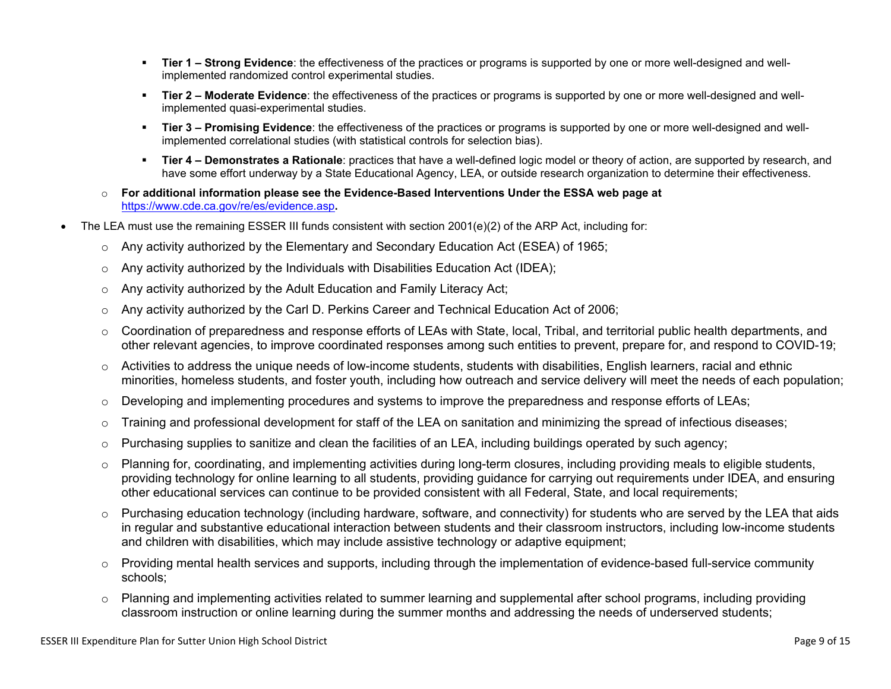- **Tier 1 – Strong Evidence**: the effectiveness of the practices or programs is supported by one or more well-designed and well-implemented randomized control experimental studies.
    - **Tier 2 – Moderate Evidence**: the effectiveness of the practices or programs is supported by one or more well-designed and well-implemented quasi-experimental studies.
    - **Tier 3 – Promising Evidence**: the effectiveness of the practices or programs is supported by one or more well-designed and well-implemented correlational studies (with statistical controls for selection bias).
    - **Tier 4 – Demonstrates a Rationale**: practices that have a well-defined logic model or theory of action, are supported by research, and have some effort underway by a State Educational Agency, LEA, or outside research organization to determine their effectiveness.
  - **For additional information please see the Evidence-Based Interventions Under the ESSA web page at** https://www.cde.ca.gov/re/es/evidence.asp**.**
- The LEA must use the remaining ESSER III funds consistent with section 2001(e)(2) of the ARP Act, including for:
  - Any activity authorized by the Elementary and Secondary Education Act (ESEA) of 1965;
  - Any activity authorized by the Individuals with Disabilities Education Act (IDEA);
  - Any activity authorized by the Adult Education and Family Literacy Act;
  - Any activity authorized by the Carl D. Perkins Career and Technical Education Act of 2006;
  - Coordination of preparedness and response efforts of LEAs with State, local, Tribal, and territorial public health departments, and other relevant agencies, to improve coordinated responses among such entities to prevent, prepare for, and respond to COVID-19;
  - Activities to address the unique needs of low-income students, students with disabilities, English learners, racial and ethnic minorities, homeless students, and foster youth, including how outreach and service delivery will meet the needs of each population;
  - Developing and implementing procedures and systems to improve the preparedness and response efforts of LEAs;
  - Training and professional development for staff of the LEA on sanitation and minimizing the spread of infectious diseases;
  - Purchasing supplies to sanitize and clean the facilities of an LEA, including buildings operated by such agency;
  - Planning for, coordinating, and implementing activities during long-term closures, including providing meals to eligible students, providing technology for online learning to all students, providing guidance for carrying out requirements under IDEA, and ensuring other educational services can continue to be provided consistent with all Federal, State, and local requirements;
  - Purchasing education technology (including hardware, software, and connectivity) for students who are served by the LEA that aids in regular and substantive educational interaction between students and their classroom instructors, including low-income students and children with disabilities, which may include assistive technology or adaptive equipment;
  - Providing mental health services and supports, including through the implementation of evidence-based full-service community schools;
  - Planning and implementing activities related to summer learning and supplemental after school programs, including providing classroom instruction or online learning during the summer months and addressing the needs of underserved students;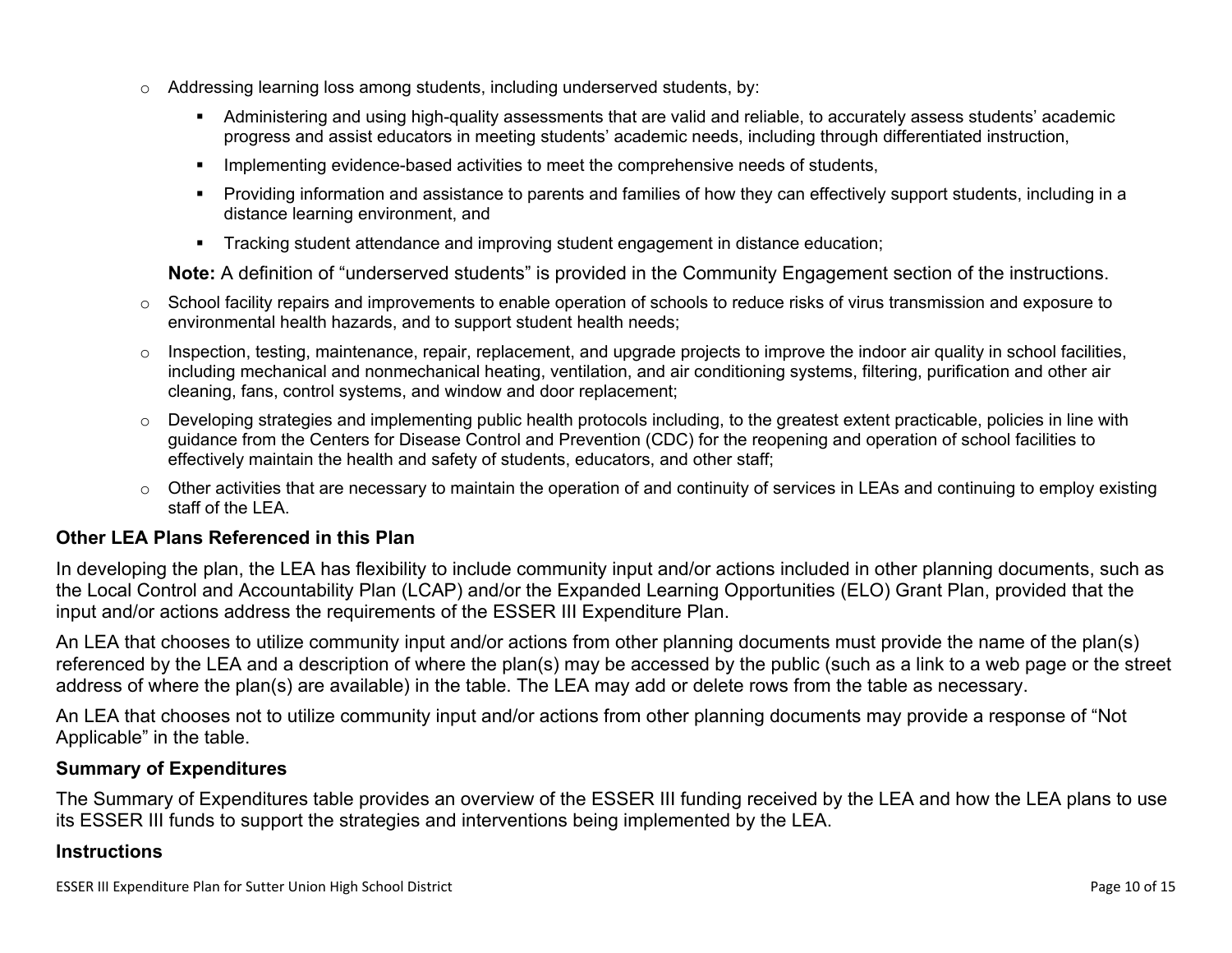- Addressing learning loss among students, including underserved students, by:
  - Administering and using high-quality assessments that are valid and reliable, to accurately assess students' academic progress and assist educators in meeting students' academic needs, including through differentiated instruction,
  - Implementing evidence-based activities to meet the comprehensive needs of students,
  - Providing information and assistance to parents and families of how they can effectively support students, including in a distance learning environment, and
  - Tracking student attendance and improving student engagement in distance education;

  **Note:** A definition of "underserved students" is provided in the Community Engagement section of the instructions.
- School facility repairs and improvements to enable operation of schools to reduce risks of virus transmission and exposure to environmental health hazards, and to support student health needs;
- Inspection, testing, maintenance, repair, replacement, and upgrade projects to improve the indoor air quality in school facilities, including mechanical and nonmechanical heating, ventilation, and air conditioning systems, filtering, purification and other air cleaning, fans, control systems, and window and door replacement;
- Developing strategies and implementing public health protocols including, to the greatest extent practicable, policies in line with guidance from the Centers for Disease Control and Prevention (CDC) for the reopening and operation of school facilities to effectively maintain the health and safety of students, educators, and other staff;
- Other activities that are necessary to maintain the operation of and continuity of services in LEAs and continuing to employ existing staff of the LEA.

### Other LEA Plans Referenced in this Plan

In developing the plan, the LEA has flexibility to include community input and/or actions included in other planning documents, such as the Local Control and Accountability Plan (LCAP) and/or the Expanded Learning Opportunities (ELO) Grant Plan, provided that the input and/or actions address the requirements of the ESSER III Expenditure Plan.

An LEA that chooses to utilize community input and/or actions from other planning documents must provide the name of the plan(s) referenced by the LEA and a description of where the plan(s) may be accessed by the public (such as a link to a web page or the street address of where the plan(s) are available) in the table. The LEA may add or delete rows from the table as necessary.

An LEA that chooses not to utilize community input and/or actions from other planning documents may provide a response of "Not Applicable" in the table.

### Summary of Expenditures

The Summary of Expenditures table provides an overview of the ESSER III funding received by the LEA and how the LEA plans to use its ESSER III funds to support the strategies and interventions being implemented by the LEA.

### Instructions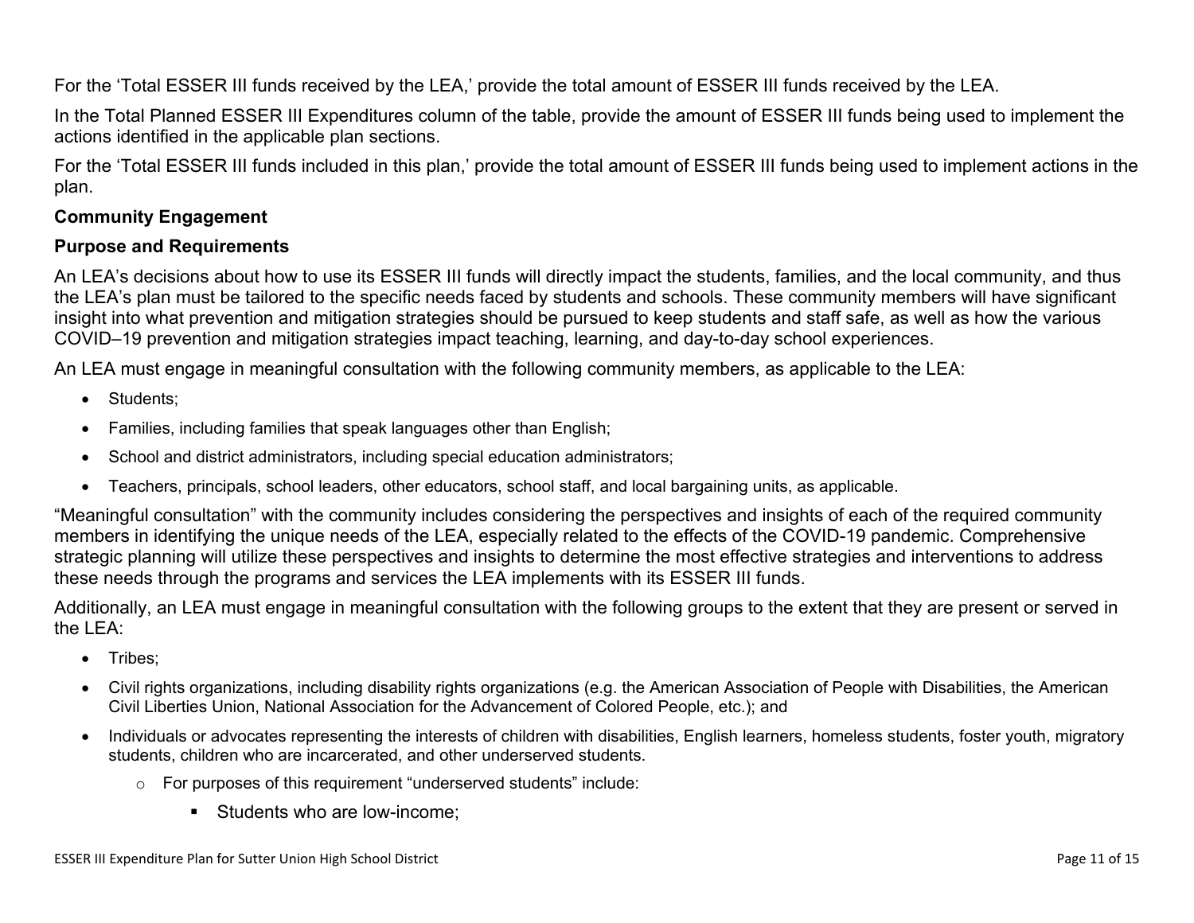For the 'Total ESSER III funds received by the LEA,' provide the total amount of ESSER III funds received by the LEA.

In the Total Planned ESSER III Expenditures column of the table, provide the amount of ESSER III funds being used to implement the actions identified in the applicable plan sections.

For the 'Total ESSER III funds included in this plan,' provide the total amount of ESSER III funds being used to implement actions in the plan.

**Community Engagement**

**Purpose and Requirements**

An LEA's decisions about how to use its ESSER III funds will directly impact the students, families, and the local community, and thus the LEA's plan must be tailored to the specific needs faced by students and schools. These community members will have significant insight into what prevention and mitigation strategies should be pursued to keep students and staff safe, as well as how the various COVID–19 prevention and mitigation strategies impact teaching, learning, and day-to-day school experiences.

An LEA must engage in meaningful consultation with the following community members, as applicable to the LEA:

- Students;
- Families, including families that speak languages other than English;
- School and district administrators, including special education administrators;
- Teachers, principals, school leaders, other educators, school staff, and local bargaining units, as applicable.

"Meaningful consultation" with the community includes considering the perspectives and insights of each of the required community members in identifying the unique needs of the LEA, especially related to the effects of the COVID-19 pandemic. Comprehensive strategic planning will utilize these perspectives and insights to determine the most effective strategies and interventions to address these needs through the programs and services the LEA implements with its ESSER III funds.

Additionally, an LEA must engage in meaningful consultation with the following groups to the extent that they are present or served in the LEA:

- Tribes;
- Civil rights organizations, including disability rights organizations (e.g. the American Association of People with Disabilities, the American Civil Liberties Union, National Association for the Advancement of Colored People, etc.); and
- Individuals or advocates representing the interests of children with disabilities, English learners, homeless students, foster youth, migratory students, children who are incarcerated, and other underserved students.
  - For purposes of this requirement "underserved students" include:
    - Students who are low-income;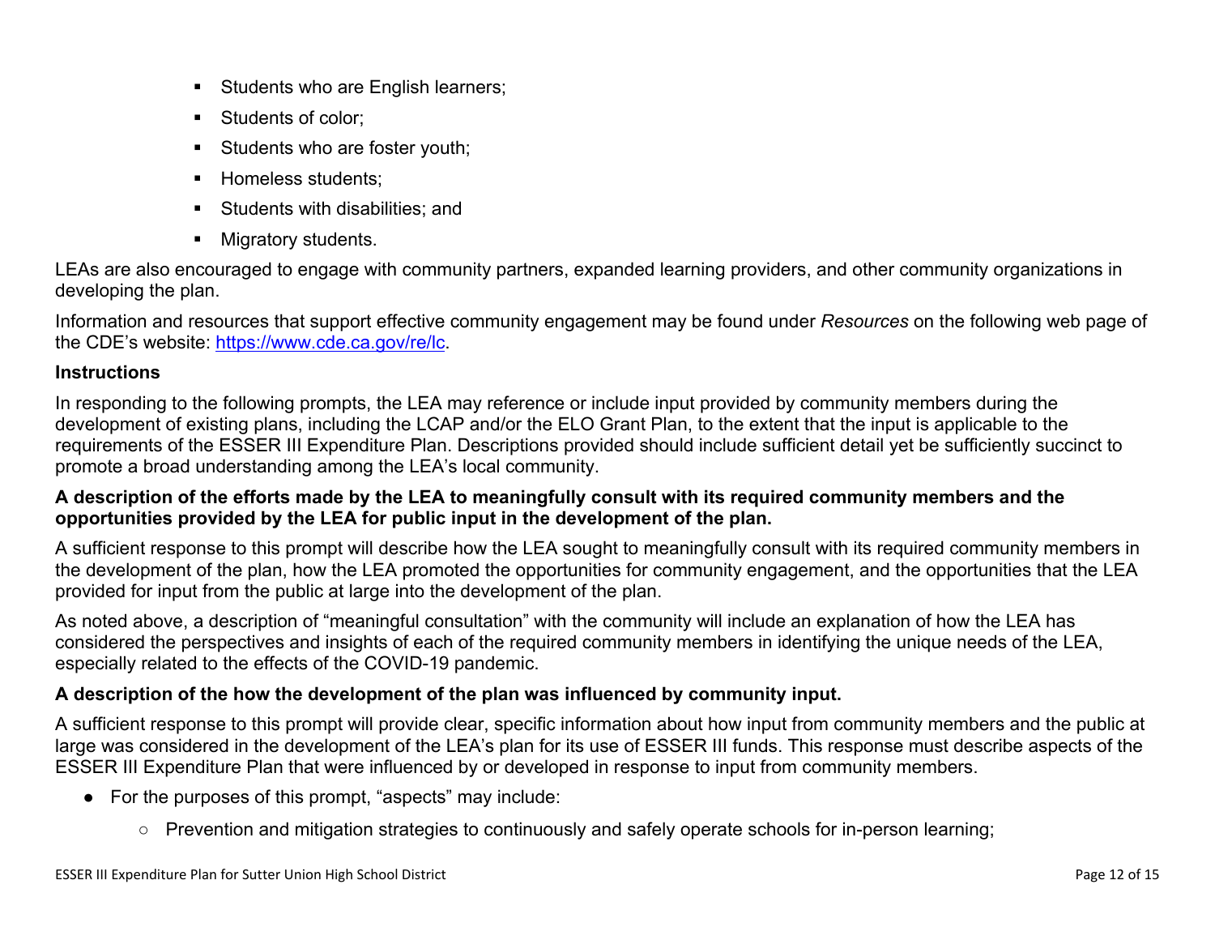- Students who are English learners;
- Students of color;
- Students who are foster youth;
- Homeless students;
- Students with disabilities; and
- Migratory students.

LEAs are also encouraged to engage with community partners, expanded learning providers, and other community organizations in developing the plan.

Information and resources that support effective community engagement may be found under *Resources* on the following web page of the CDE's website: https://www.cde.ca.gov/re/lc.

### Instructions

In responding to the following prompts, the LEA may reference or include input provided by community members during the development of existing plans, including the LCAP and/or the ELO Grant Plan, to the extent that the input is applicable to the requirements of the ESSER III Expenditure Plan. Descriptions provided should include sufficient detail yet be sufficiently succinct to promote a broad understanding among the LEA's local community.

**A description of the efforts made by the LEA to meaningfully consult with its required community members and the opportunities provided by the LEA for public input in the development of the plan.**

A sufficient response to this prompt will describe how the LEA sought to meaningfully consult with its required community members in the development of the plan, how the LEA promoted the opportunities for community engagement, and the opportunities that the LEA provided for input from the public at large into the development of the plan.

As noted above, a description of "meaningful consultation" with the community will include an explanation of how the LEA has considered the perspectives and insights of each of the required community members in identifying the unique needs of the LEA, especially related to the effects of the COVID-19 pandemic.

**A description of the how the development of the plan was influenced by community input.**

A sufficient response to this prompt will provide clear, specific information about how input from community members and the public at large was considered in the development of the LEA's plan for its use of ESSER III funds. This response must describe aspects of the ESSER III Expenditure Plan that were influenced by or developed in response to input from community members.

- For the purposes of this prompt, "aspects" may include:
  - Prevention and mitigation strategies to continuously and safely operate schools for in-person learning;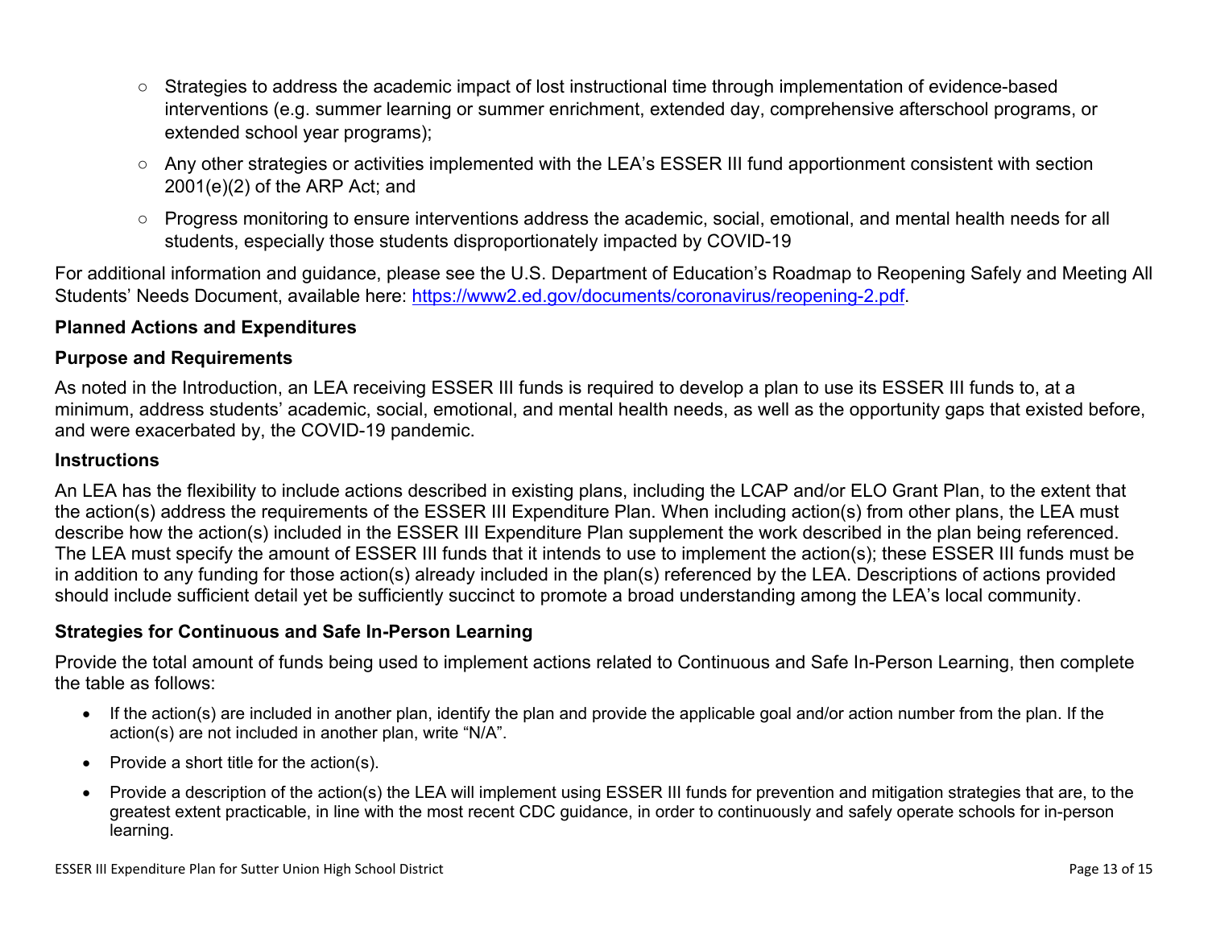- Strategies to address the academic impact of lost instructional time through implementation of evidence-based interventions (e.g. summer learning or summer enrichment, extended day, comprehensive afterschool programs, or extended school year programs);
- Any other strategies or activities implemented with the LEA's ESSER III fund apportionment consistent with section 2001(e)(2) of the ARP Act; and
- Progress monitoring to ensure interventions address the academic, social, emotional, and mental health needs for all students, especially those students disproportionately impacted by COVID-19

For additional information and guidance, please see the U.S. Department of Education's Roadmap to Reopening Safely and Meeting All Students' Needs Document, available here: [https://www2.ed.gov/documents/coronavirus/reopening-2.pdf](https://www2.ed.gov/documents/coronavirus/reopening-2.pdf).

**Planned Actions and Expenditures**

**Purpose and Requirements**

As noted in the Introduction, an LEA receiving ESSER III funds is required to develop a plan to use its ESSER III funds to, at a minimum, address students' academic, social, emotional, and mental health needs, as well as the opportunity gaps that existed before, and were exacerbated by, the COVID-19 pandemic.

**Instructions**

An LEA has the flexibility to include actions described in existing plans, including the LCAP and/or ELO Grant Plan, to the extent that the action(s) address the requirements of the ESSER III Expenditure Plan. When including action(s) from other plans, the LEA must describe how the action(s) included in the ESSER III Expenditure Plan supplement the work described in the plan being referenced. The LEA must specify the amount of ESSER III funds that it intends to use to implement the action(s); these ESSER III funds must be in addition to any funding for those action(s) already included in the plan(s) referenced by the LEA. Descriptions of actions provided should include sufficient detail yet be sufficiently succinct to promote a broad understanding among the LEA's local community.

**Strategies for Continuous and Safe In-Person Learning**

Provide the total amount of funds being used to implement actions related to Continuous and Safe In-Person Learning, then complete the table as follows:

- If the action(s) are included in another plan, identify the plan and provide the applicable goal and/or action number from the plan. If the action(s) are not included in another plan, write "N/A".
- Provide a short title for the action(s).
- Provide a description of the action(s) the LEA will implement using ESSER III funds for prevention and mitigation strategies that are, to the greatest extent practicable, in line with the most recent CDC guidance, in order to continuously and safely operate schools for in-person learning.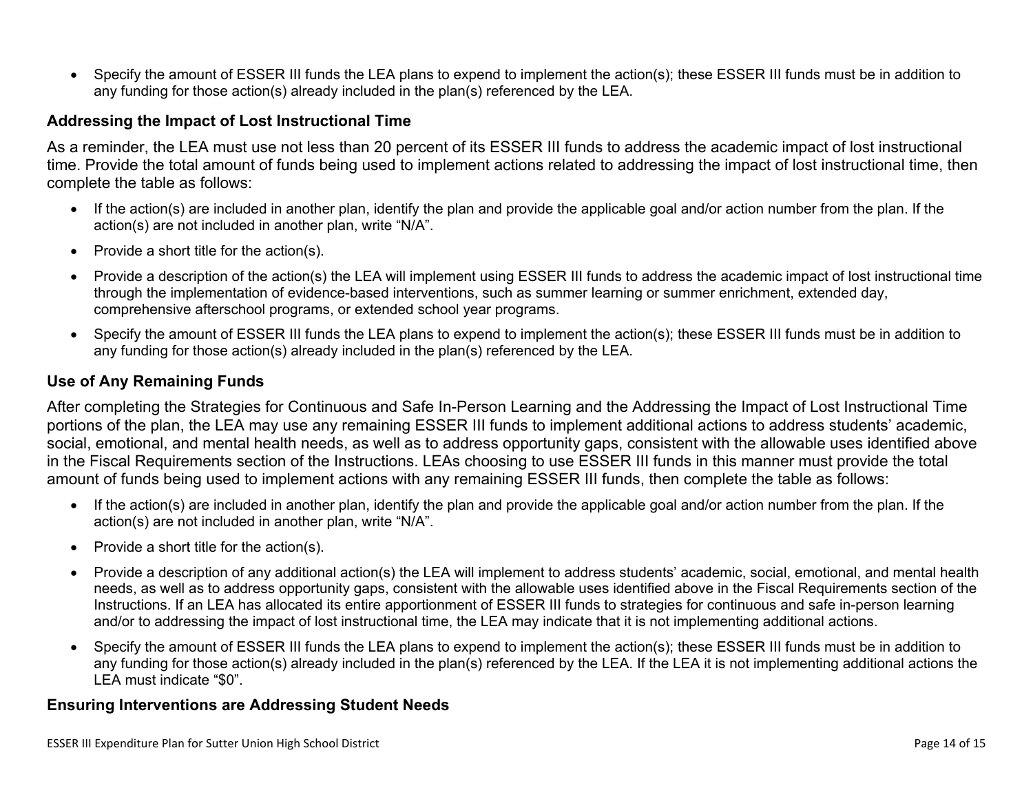- Specify the amount of ESSER III funds the LEA plans to expend to implement the action(s); these ESSER III funds must be in addition to any funding for those action(s) already included in the plan(s) referenced by the LEA.

### Addressing the Impact of Lost Instructional Time

As a reminder, the LEA must use not less than 20 percent of its ESSER III funds to address the academic impact of lost instructional time. Provide the total amount of funds being used to implement actions related to addressing the impact of lost instructional time, then complete the table as follows:

- If the action(s) are included in another plan, identify the plan and provide the applicable goal and/or action number from the plan. If the action(s) are not included in another plan, write "N/A".
- Provide a short title for the action(s).
- Provide a description of the action(s) the LEA will implement using ESSER III funds to address the academic impact of lost instructional time through the implementation of evidence-based interventions, such as summer learning or summer enrichment, extended day, comprehensive afterschool programs, or extended school year programs.
- Specify the amount of ESSER III funds the LEA plans to expend to implement the action(s); these ESSER III funds must be in addition to any funding for those action(s) already included in the plan(s) referenced by the LEA.

### Use of Any Remaining Funds

After completing the Strategies for Continuous and Safe In-Person Learning and the Addressing the Impact of Lost Instructional Time portions of the plan, the LEA may use any remaining ESSER III funds to implement additional actions to address students' academic, social, emotional, and mental health needs, as well as to address opportunity gaps, consistent with the allowable uses identified above in the Fiscal Requirements section of the Instructions. LEAs choosing to use ESSER III funds in this manner must provide the total amount of funds being used to implement actions with any remaining ESSER III funds, then complete the table as follows:

- If the action(s) are included in another plan, identify the plan and provide the applicable goal and/or action number from the plan. If the action(s) are not included in another plan, write "N/A".
- Provide a short title for the action(s).
- Provide a description of any additional action(s) the LEA will implement to address students' academic, social, emotional, and mental health needs, as well as to address opportunity gaps, consistent with the allowable uses identified above in the Fiscal Requirements section of the Instructions. If an LEA has allocated its entire apportionment of ESSER III funds to strategies for continuous and safe in-person learning and/or to addressing the impact of lost instructional time, the LEA may indicate that it is not implementing additional actions.
- Specify the amount of ESSER III funds the LEA plans to expend to implement the action(s); these ESSER III funds must be in addition to any funding for those action(s) already included in the plan(s) referenced by the LEA. If the LEA it is not implementing additional actions the LEA must indicate "$0".

### Ensuring Interventions are Addressing Student Needs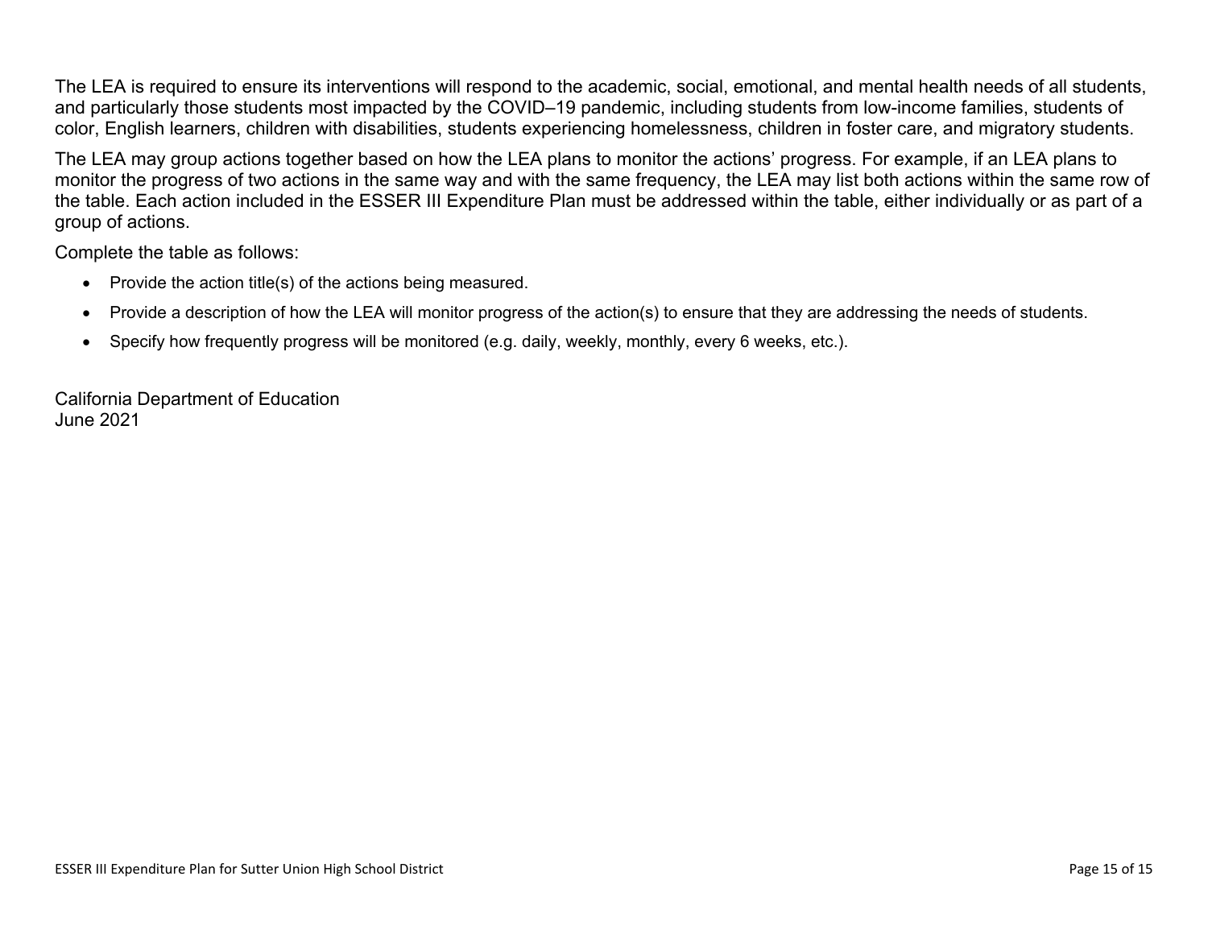The LEA is required to ensure its interventions will respond to the academic, social, emotional, and mental health needs of all students, and particularly those students most impacted by the COVID–19 pandemic, including students from low-income families, students of color, English learners, children with disabilities, students experiencing homelessness, children in foster care, and migratory students.

The LEA may group actions together based on how the LEA plans to monitor the actions' progress. For example, if an LEA plans to monitor the progress of two actions in the same way and with the same frequency, the LEA may list both actions within the same row of the table. Each action included in the ESSER III Expenditure Plan must be addressed within the table, either individually or as part of a group of actions.

Complete the table as follows:

- Provide the action title(s) of the actions being measured.
- Provide a description of how the LEA will monitor progress of the action(s) to ensure that they are addressing the needs of students.
- Specify how frequently progress will be monitored (e.g. daily, weekly, monthly, every 6 weeks, etc.).

California Department of Education
June 2021